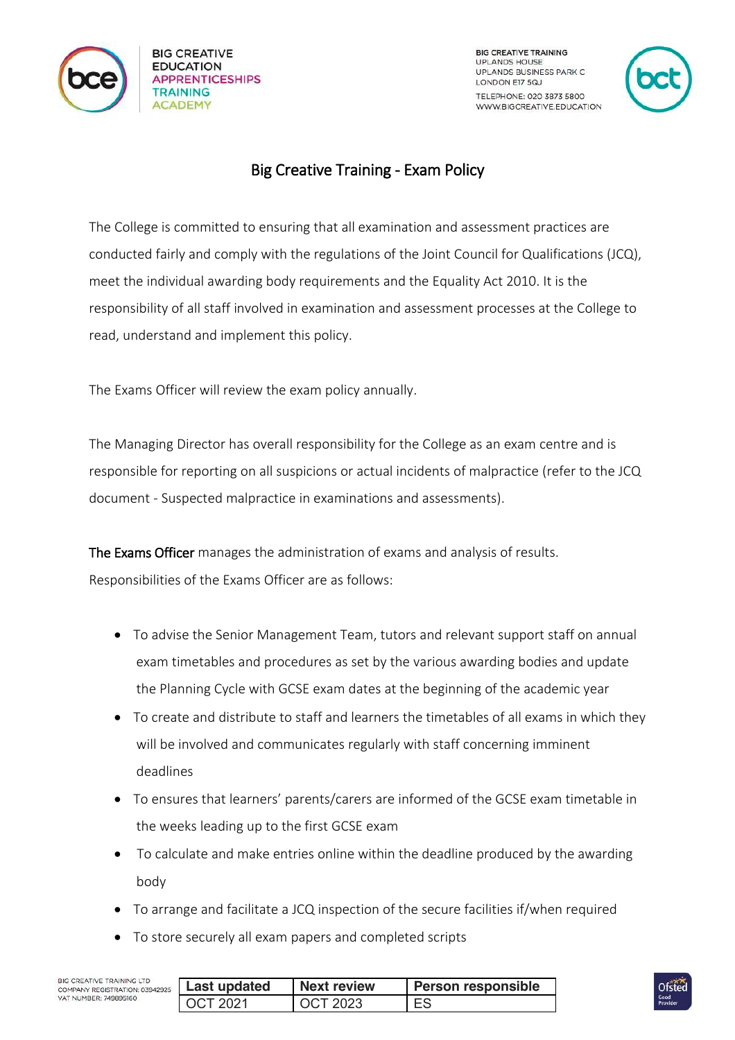# Big Creative Training - Exam Policy

The College is committed to ensuring that all examination and assessment practices are conducted fairly and comply with the regulations of the Joint Council for Qualifications (JCQ), meet the individual awarding body requirements and the Equality Act 2010. It is the responsibility of all staff involved in examination and assessment processes at the College to read, understand and implement this policy.

The Exams Officer will review the exam policy annually.

The Managing Director has overall responsibility for the College as an exam centre and is responsible for reporting on all suspicions or actual incidents of malpractice (refer to the JCQ document - Suspected malpractice in examinations and assessments).

**The Exams Officer** manages the administration of exams and analysis of results.
Responsibilities of the Exams Officer are as follows:

- To advise the Senior Management Team, tutors and relevant support staff on annual exam timetables and procedures as set by the various awarding bodies and update the Planning Cycle with GCSE exam dates at the beginning of the academic year
- To create and distribute to staff and learners the timetables of all exams in which they will be involved and communicates regularly with staff concerning imminent deadlines
- To ensures that learners' parents/carers are informed of the GCSE exam timetable in the weeks leading up to the first GCSE exam
- To calculate and make entries online within the deadline produced by the awarding body
- To arrange and facilitate a JCQ inspection of the secure facilities if/when required
- To store securely all exam papers and completed scripts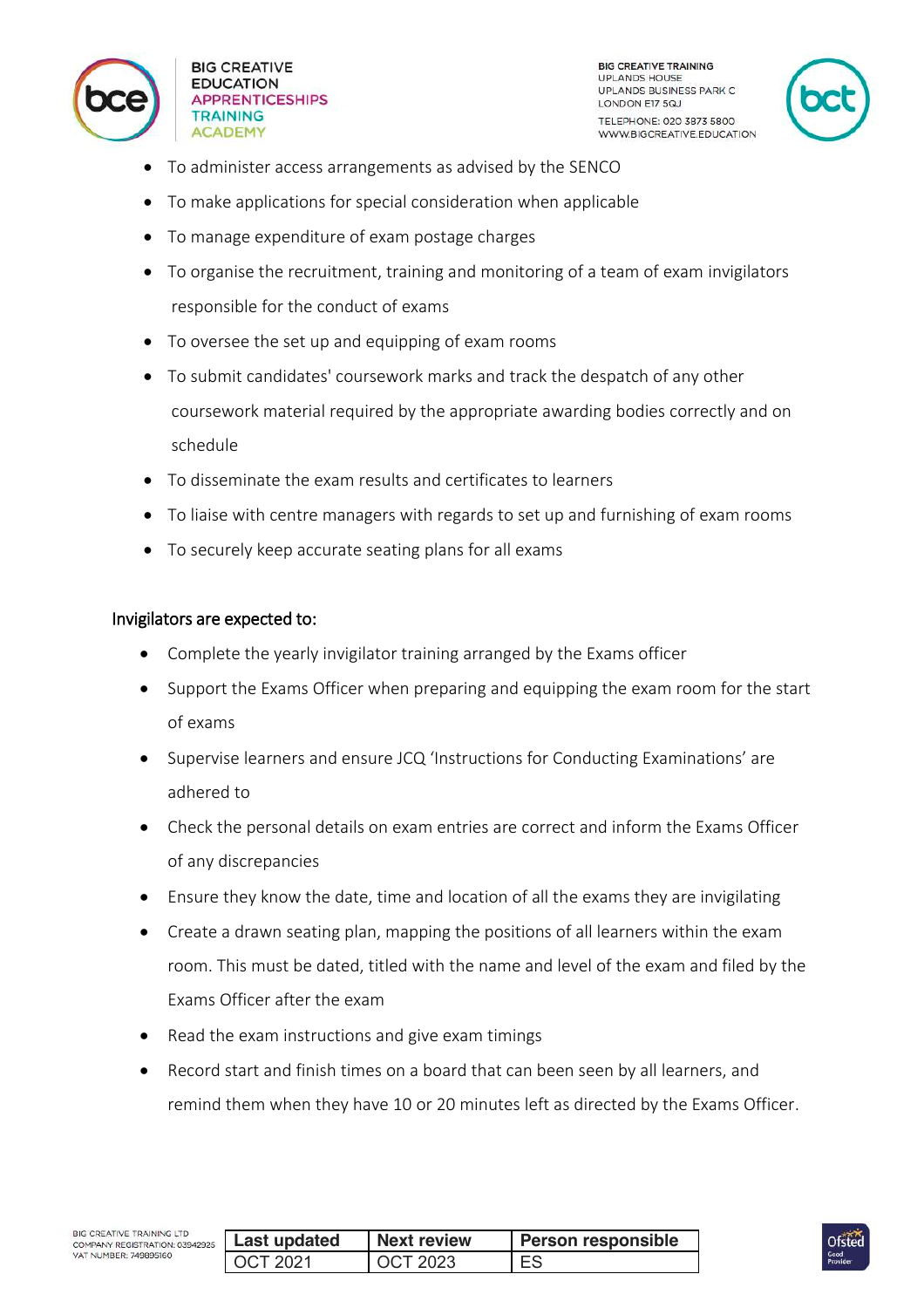- To administer access arrangements as advised by the SENCO
- To make applications for special consideration when applicable
- To manage expenditure of exam postage charges
- To organise the recruitment, training and monitoring of a team of exam invigilators responsible for the conduct of exams
- To oversee the set up and equipping of exam rooms
- To submit candidates' coursework marks and track the despatch of any other coursework material required by the appropriate awarding bodies correctly and on schedule
- To disseminate the exam results and certificates to learners
- To liaise with centre managers with regards to set up and furnishing of exam rooms
- To securely keep accurate seating plans for all exams

Invigilators are expected to:

- Complete the yearly invigilator training arranged by the Exams officer
- Support the Exams Officer when preparing and equipping the exam room for the start of exams
- Supervise learners and ensure JCQ 'Instructions for Conducting Examinations' are adhered to
- Check the personal details on exam entries are correct and inform the Exams Officer of any discrepancies
- Ensure they know the date, time and location of all the exams they are invigilating
- Create a drawn seating plan, mapping the positions of all learners within the exam room. This must be dated, titled with the name and level of the exam and filed by the Exams Officer after the exam
- Read the exam instructions and give exam timings
- Record start and finish times on a board that can been seen by all learners, and remind them when they have 10 or 20 minutes left as directed by the Exams Officer.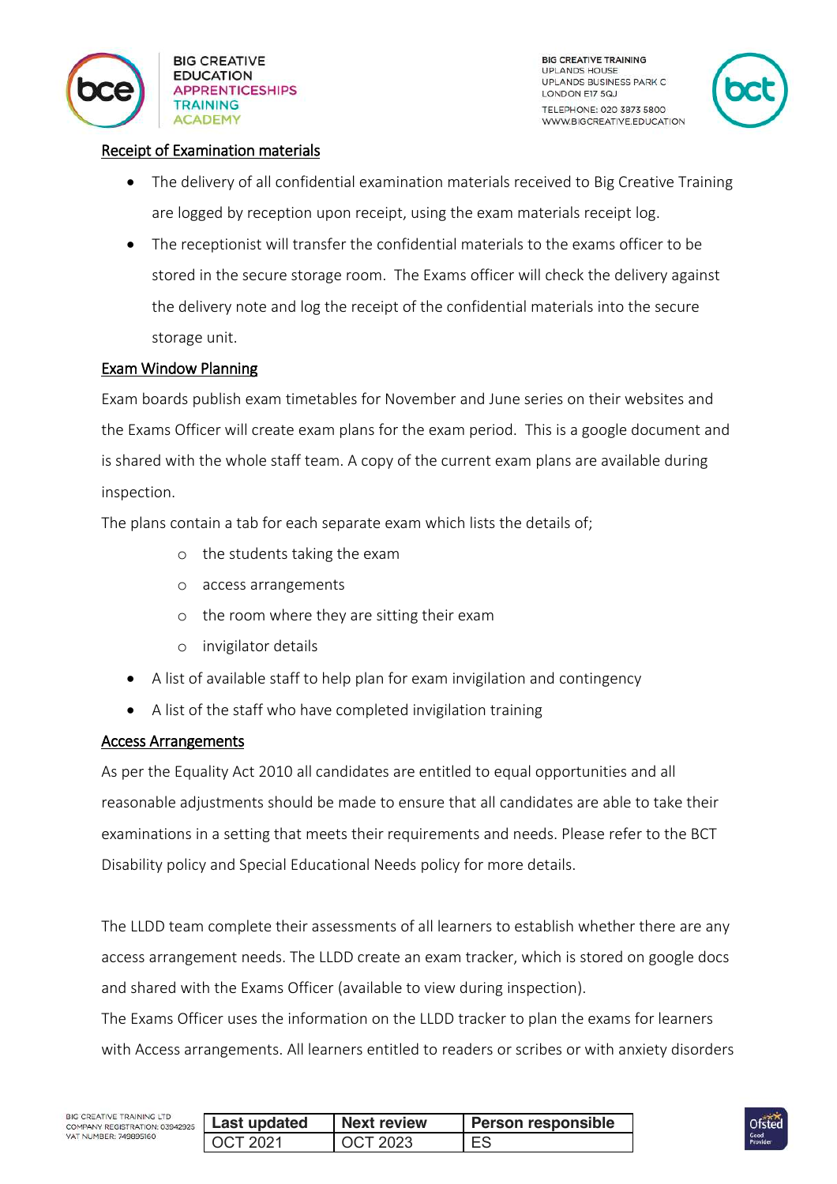## Receipt of Examination materials

- The delivery of all confidential examination materials received to Big Creative Training are logged by reception upon receipt, using the exam materials receipt log.
- The receptionist will transfer the confidential materials to the exams officer to be stored in the secure storage room. The Exams officer will check the delivery against the delivery note and log the receipt of the confidential materials into the secure storage unit.

## Exam Window Planning

Exam boards publish exam timetables for November and June series on their websites and the Exams Officer will create exam plans for the exam period. This is a google document and is shared with the whole staff team. A copy of the current exam plans are available during inspection.

The plans contain a tab for each separate exam which lists the details of;

- the students taking the exam
- access arrangements
- the room where they are sitting their exam
- invigilator details

- A list of available staff to help plan for exam invigilation and contingency
- A list of the staff who have completed invigilation training

## Access Arrangements

As per the Equality Act 2010 all candidates are entitled to equal opportunities and all reasonable adjustments should be made to ensure that all candidates are able to take their examinations in a setting that meets their requirements and needs. Please refer to the BCT Disability policy and Special Educational Needs policy for more details.

The LLDD team complete their assessments of all learners to establish whether there are any access arrangement needs. The LLDD create an exam tracker, which is stored on google docs and shared with the Exams Officer (available to view during inspection).

The Exams Officer uses the information on the LLDD tracker to plan the exams for learners with Access arrangements. All learners entitled to readers or scribes or with anxiety disorders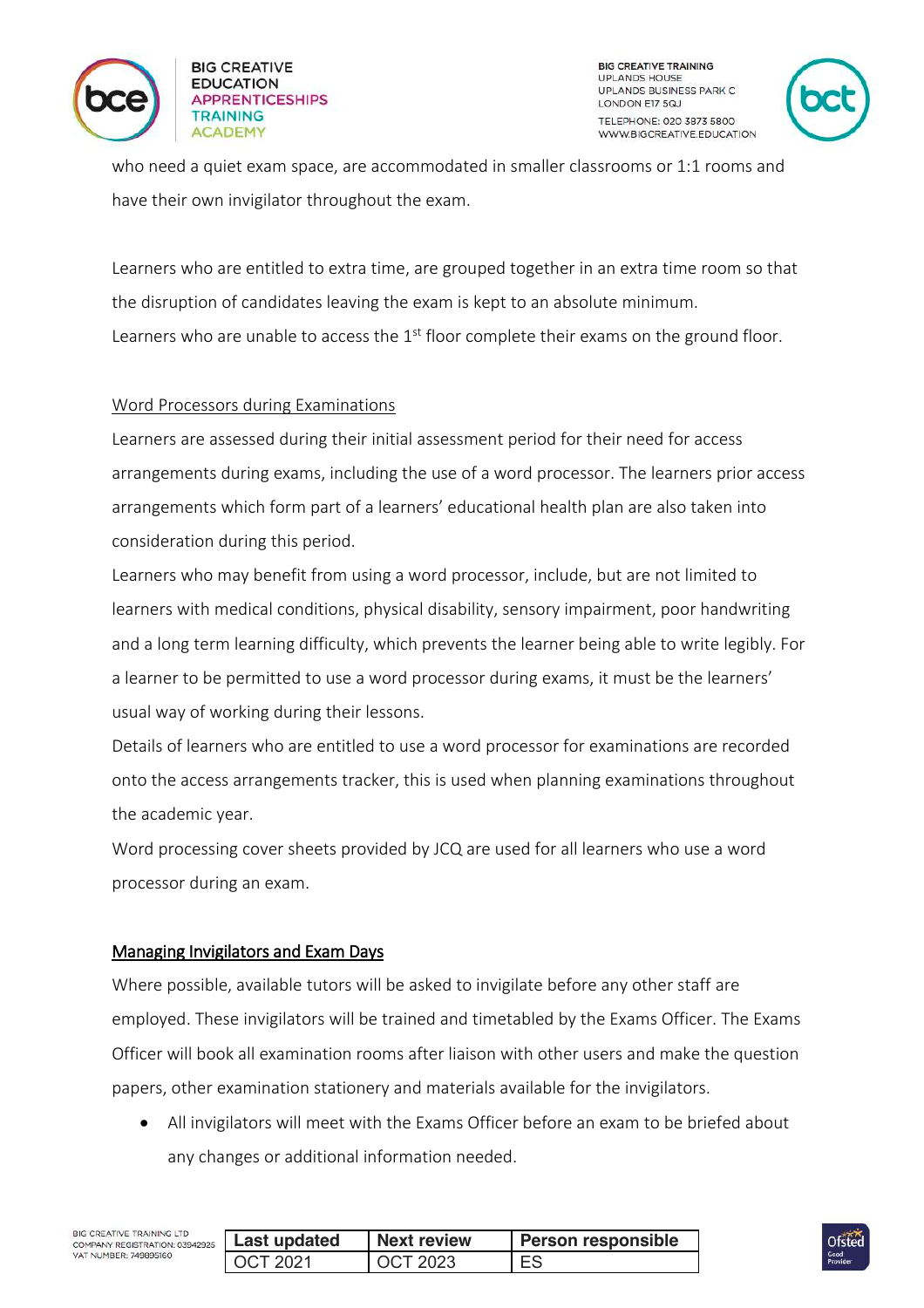who need a quiet exam space, are accommodated in smaller classrooms or 1:1 rooms and have their own invigilator throughout the exam.

Learners who are entitled to extra time, are grouped together in an extra time room so that the disruption of candidates leaving the exam is kept to an absolute minimum.
Learners who are unable to access the 1st floor complete their exams on the ground floor.

Word Processors during Examinations

Learners are assessed during their initial assessment period for their need for access arrangements during exams, including the use of a word processor. The learners prior access arrangements which form part of a learners' educational health plan are also taken into consideration during this period.
Learners who may benefit from using a word processor, include, but are not limited to learners with medical conditions, physical disability, sensory impairment, poor handwriting and a long term learning difficulty, which prevents the learner being able to write legibly. For a learner to be permitted to use a word processor during exams, it must be the learners' usual way of working during their lessons.
Details of learners who are entitled to use a word processor for examinations are recorded onto the access arrangements tracker, this is used when planning examinations throughout the academic year.
Word processing cover sheets provided by JCQ are used for all learners who use a word processor during an exam.

## Managing Invigilators and Exam Days

Where possible, available tutors will be asked to invigilate before any other staff are employed. These invigilators will be trained and timetabled by the Exams Officer. The Exams Officer will book all examination rooms after liaison with other users and make the question papers, other examination stationery and materials available for the invigilators.

- All invigilators will meet with the Exams Officer before an exam to be briefed about any changes or additional information needed.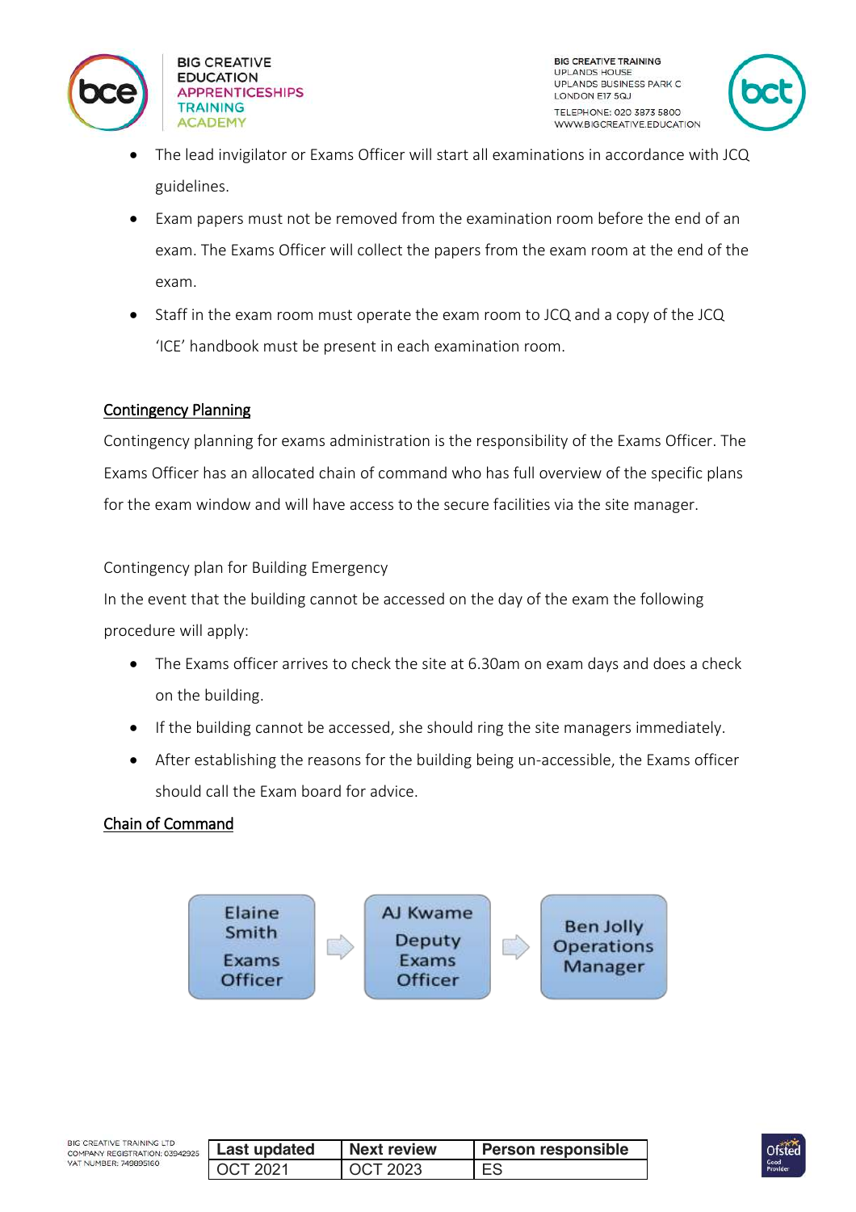- The lead invigilator or Exams Officer will start all examinations in accordance with JCQ guidelines.
- Exam papers must not be removed from the examination room before the end of an exam. The Exams Officer will collect the papers from the exam room at the end of the exam.
- Staff in the exam room must operate the exam room to JCQ and a copy of the JCQ 'ICE' handbook must be present in each examination room.

## Contingency Planning

Contingency planning for exams administration is the responsibility of the Exams Officer. The Exams Officer has an allocated chain of command who has full overview of the specific plans for the exam window and will have access to the secure facilities via the site manager.

Contingency plan for Building Emergency

In the event that the building cannot be accessed on the day of the exam the following procedure will apply:

- The Exams officer arrives to check the site at 6.30am on exam days and does a check on the building.
- If the building cannot be accessed, she should ring the site managers immediately.
- After establishing the reasons for the building being un-accessible, the Exams officer should call the Exam board for advice.

## Chain of Command

Elaine Smith Exams Officer → AJ Kwame Deputy Exams Officer → Ben Jolly Operations Manager

| Last updated | Next review | Person responsible |
|---|---|---|
| OCT 2021 | OCT 2023 | ES |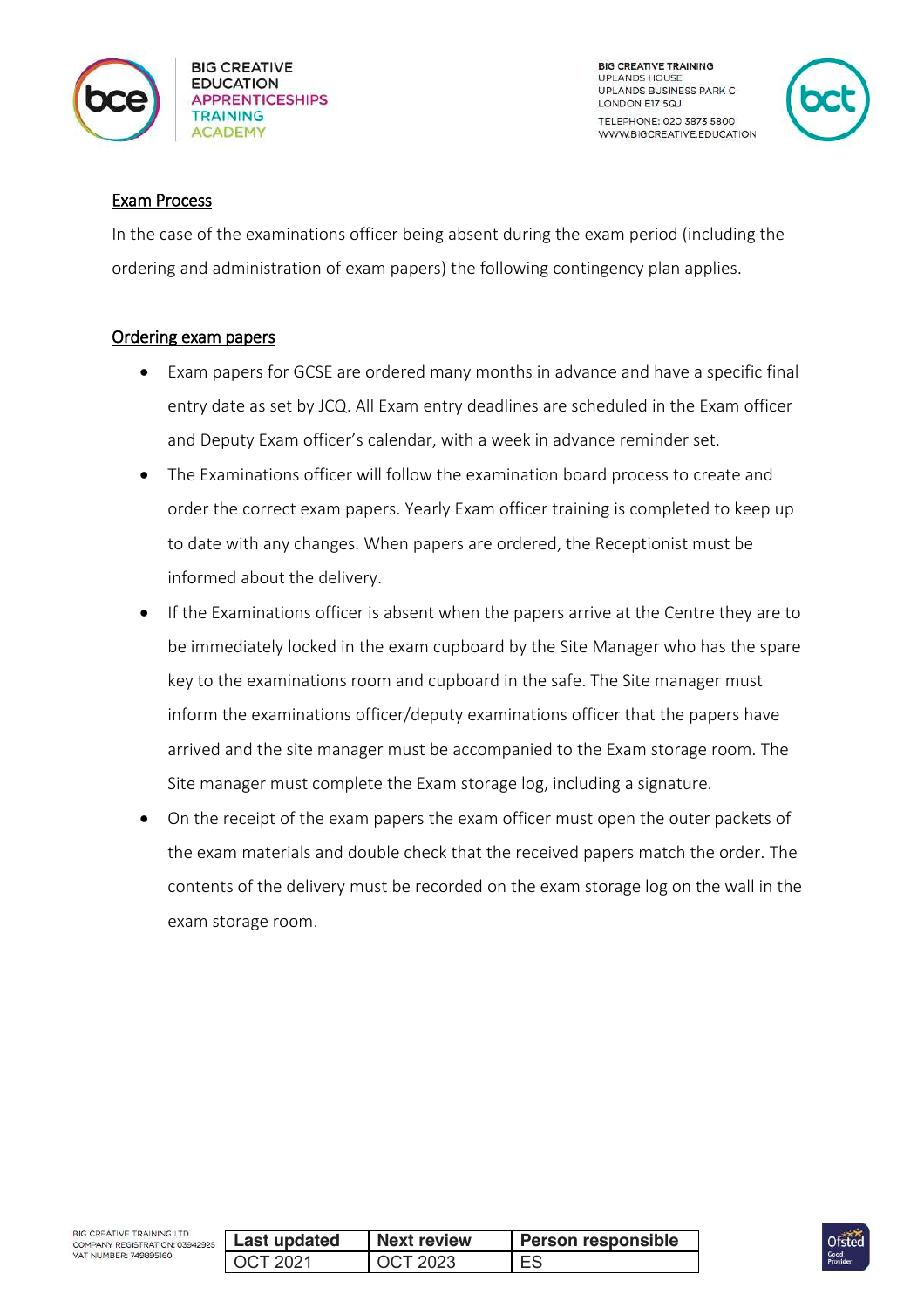## Exam Process

In the case of the examinations officer being absent during the exam period (including the ordering and administration of exam papers) the following contingency plan applies.

## Ordering exam papers

- Exam papers for GCSE are ordered many months in advance and have a specific final entry date as set by JCQ. All Exam entry deadlines are scheduled in the Exam officer and Deputy Exam officer's calendar, with a week in advance reminder set.
- The Examinations officer will follow the examination board process to create and order the correct exam papers. Yearly Exam officer training is completed to keep up to date with any changes. When papers are ordered, the Receptionist must be informed about the delivery.
- If the Examinations officer is absent when the papers arrive at the Centre they are to be immediately locked in the exam cupboard by the Site Manager who has the spare key to the examinations room and cupboard in the safe. The Site manager must inform the examinations officer/deputy examinations officer that the papers have arrived and the site manager must be accompanied to the Exam storage room. The Site manager must complete the Exam storage log, including a signature.
- On the receipt of the exam papers the exam officer must open the outer packets of the exam materials and double check that the received papers match the order. The contents of the delivery must be recorded on the exam storage log on the wall in the exam storage room.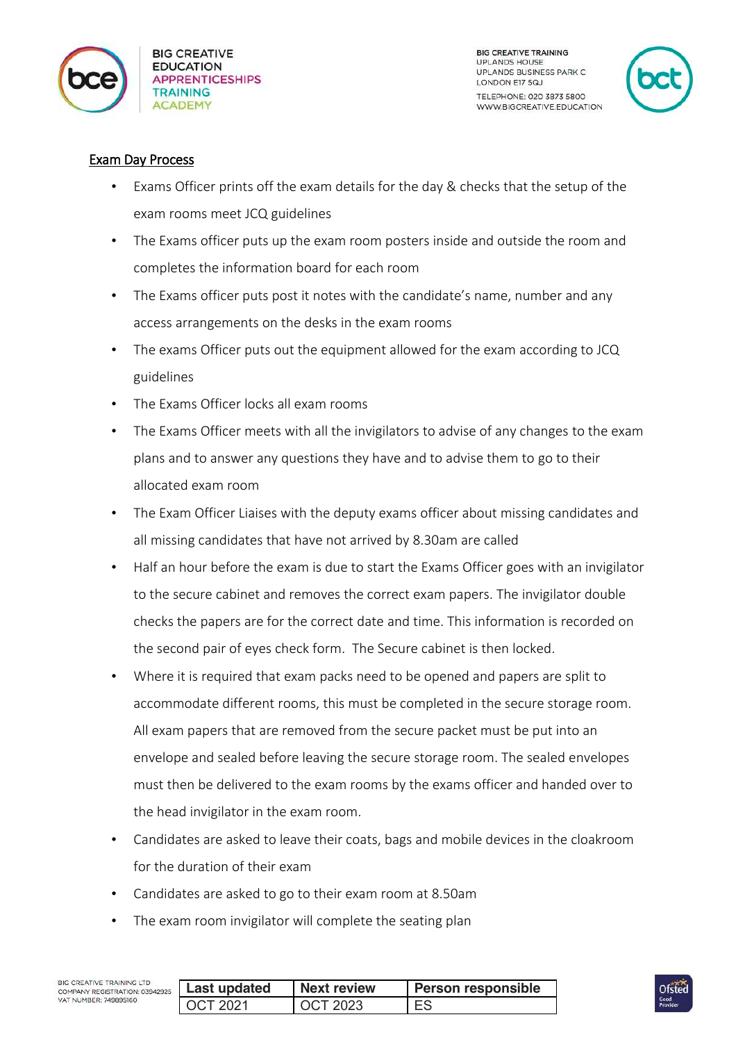## Exam Day Process

- Exams Officer prints off the exam details for the day & checks that the setup of the exam rooms meet JCQ guidelines
- The Exams officer puts up the exam room posters inside and outside the room and completes the information board for each room
- The Exams officer puts post it notes with the candidate's name, number and any access arrangements on the desks in the exam rooms
- The exams Officer puts out the equipment allowed for the exam according to JCQ guidelines
- The Exams Officer locks all exam rooms
- The Exams Officer meets with all the invigilators to advise of any changes to the exam plans and to answer any questions they have and to advise them to go to their allocated exam room
- The Exam Officer Liaises with the deputy exams officer about missing candidates and all missing candidates that have not arrived by 8.30am are called
- Half an hour before the exam is due to start the Exams Officer goes with an invigilator to the secure cabinet and removes the correct exam papers. The invigilator double checks the papers are for the correct date and time. This information is recorded on the second pair of eyes check form. The Secure cabinet is then locked.
- Where it is required that exam packs need to be opened and papers are split to accommodate different rooms, this must be completed in the secure storage room. All exam papers that are removed from the secure packet must be put into an envelope and sealed before leaving the secure storage room. The sealed envelopes must then be delivered to the exam rooms by the exams officer and handed over to the head invigilator in the exam room.
- Candidates are asked to leave their coats, bags and mobile devices in the cloakroom for the duration of their exam
- Candidates are asked to go to their exam room at 8.50am
- The exam room invigilator will complete the seating plan

| Last updated | Next review | Person responsible |
|---|---|---|
| OCT 2021 | OCT 2023 | ES |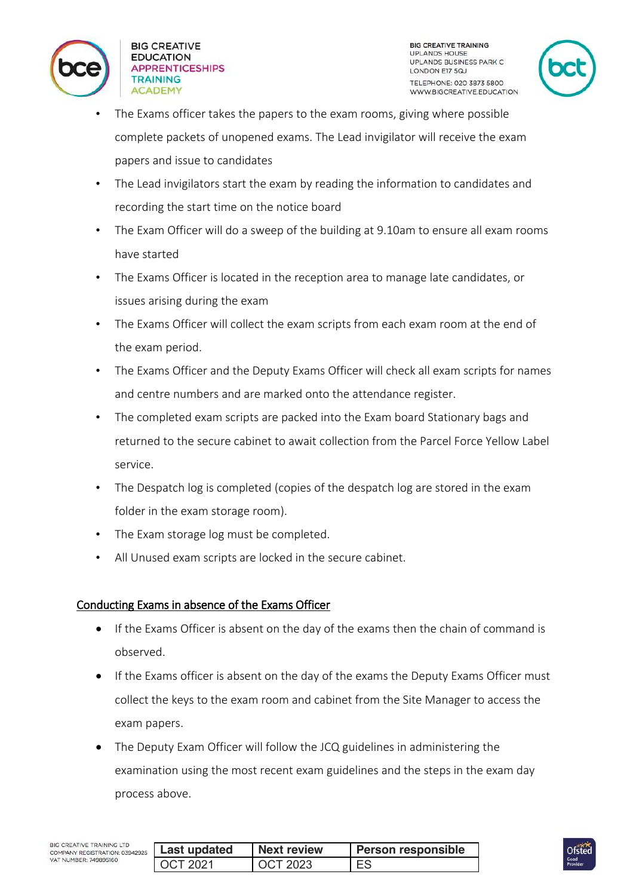- The Exams officer takes the papers to the exam rooms, giving where possible complete packets of unopened exams. The Lead invigilator will receive the exam papers and issue to candidates
- The Lead invigilators start the exam by reading the information to candidates and recording the start time on the notice board
- The Exam Officer will do a sweep of the building at 9.10am to ensure all exam rooms have started
- The Exams Officer is located in the reception area to manage late candidates, or issues arising during the exam
- The Exams Officer will collect the exam scripts from each exam room at the end of the exam period.
- The Exams Officer and the Deputy Exams Officer will check all exam scripts for names and centre numbers and are marked onto the attendance register.
- The completed exam scripts are packed into the Exam board Stationary bags and returned to the secure cabinet to await collection from the Parcel Force Yellow Label service.
- The Despatch log is completed (copies of the despatch log are stored in the exam folder in the exam storage room).
- The Exam storage log must be completed.
- All Unused exam scripts are locked in the secure cabinet.

## Conducting Exams in absence of the Exams Officer

- If the Exams Officer is absent on the day of the exams then the chain of command is observed.
- If the Exams officer is absent on the day of the exams the Deputy Exams Officer must collect the keys to the exam room and cabinet from the Site Manager to access the exam papers.
- The Deputy Exam Officer will follow the JCQ guidelines in administering the examination using the most recent exam guidelines and the steps in the exam day process above.

| Last updated | Next review | Person responsible |
|---|---|---|
| OCT 2021 | OCT 2023 | ES |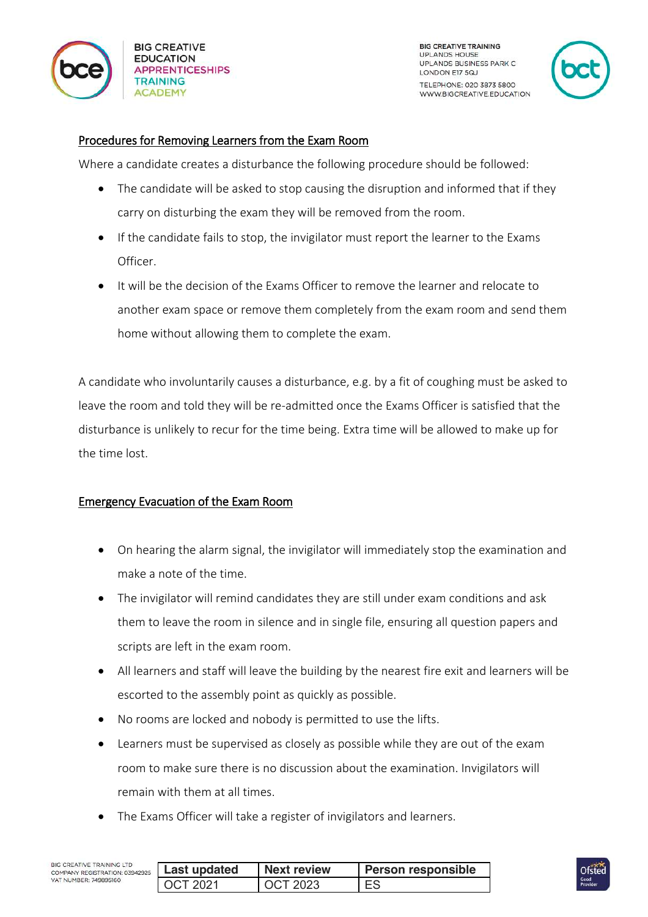## Procedures for Removing Learners from the Exam Room

Where a candidate creates a disturbance the following procedure should be followed:

- The candidate will be asked to stop causing the disruption and informed that if they carry on disturbing the exam they will be removed from the room.
- If the candidate fails to stop, the invigilator must report the learner to the Exams Officer.
- It will be the decision of the Exams Officer to remove the learner and relocate to another exam space or remove them completely from the exam room and send them home without allowing them to complete the exam.

A candidate who involuntarily causes a disturbance, e.g. by a fit of coughing must be asked to leave the room and told they will be re-admitted once the Exams Officer is satisfied that the disturbance is unlikely to recur for the time being. Extra time will be allowed to make up for the time lost.

## Emergency Evacuation of the Exam Room

- On hearing the alarm signal, the invigilator will immediately stop the examination and make a note of the time.
- The invigilator will remind candidates they are still under exam conditions and ask them to leave the room in silence and in single file, ensuring all question papers and scripts are left in the exam room.
- All learners and staff will leave the building by the nearest fire exit and learners will be escorted to the assembly point as quickly as possible.
- No rooms are locked and nobody is permitted to use the lifts.
- Learners must be supervised as closely as possible while they are out of the exam room to make sure there is no discussion about the examination. Invigilators will remain with them at all times.
- The Exams Officer will take a register of invigilators and learners.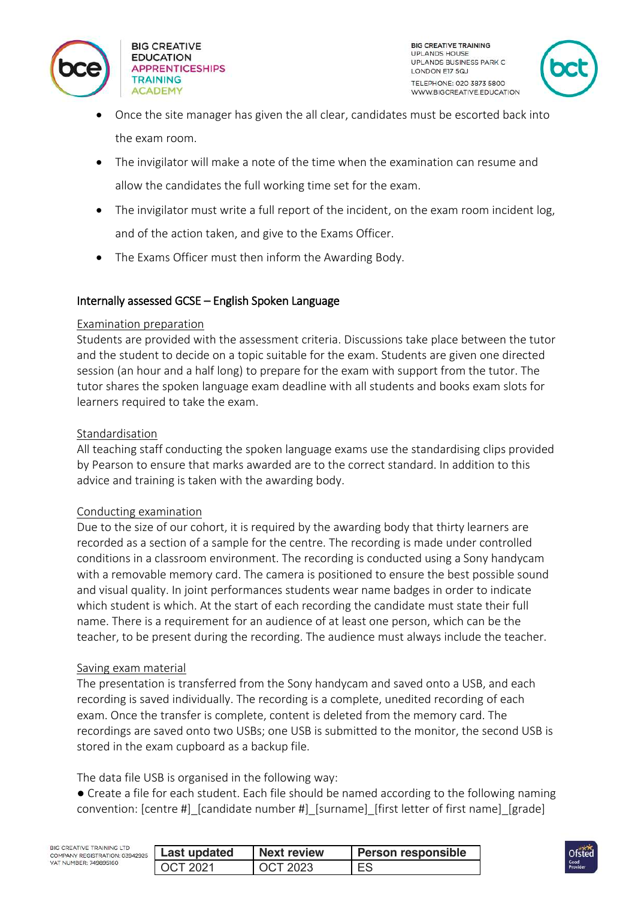- Once the site manager has given the all clear, candidates must be escorted back into the exam room.
- The invigilator will make a note of the time when the examination can resume and allow the candidates the full working time set for the exam.
- The invigilator must write a full report of the incident, on the exam room incident log, and of the action taken, and give to the Exams Officer.
- The Exams Officer must then inform the Awarding Body.

## Internally assessed GCSE – English Spoken Language

### Examination preparation

Students are provided with the assessment criteria. Discussions take place between the tutor and the student to decide on a topic suitable for the exam. Students are given one directed session (an hour and a half long) to prepare for the exam with support from the tutor. The tutor shares the spoken language exam deadline with all students and books exam slots for learners required to take the exam.

### Standardisation

All teaching staff conducting the spoken language exams use the standardising clips provided by Pearson to ensure that marks awarded are to the correct standard. In addition to this advice and training is taken with the awarding body.

### Conducting examination

Due to the size of our cohort, it is required by the awarding body that thirty learners are recorded as a section of a sample for the centre. The recording is made under controlled conditions in a classroom environment. The recording is conducted using a Sony handycam with a removable memory card. The camera is positioned to ensure the best possible sound and visual quality. In joint performances students wear name badges in order to indicate which student is which. At the start of each recording the candidate must state their full name. There is a requirement for an audience of at least one person, which can be the teacher, to be present during the recording. The audience must always include the teacher.

### Saving exam material

The presentation is transferred from the Sony handycam and saved onto a USB, and each recording is saved individually. The recording is a complete, unedited recording of each exam. Once the transfer is complete, content is deleted from the memory card. The recordings are saved onto two USBs; one USB is submitted to the monitor, the second USB is stored in the exam cupboard as a backup file.

The data file USB is organised in the following way:

- Create a file for each student. Each file should be named according to the following naming convention: [centre #]_[candidate number #]_[surname]_[first letter of first name]_[grade]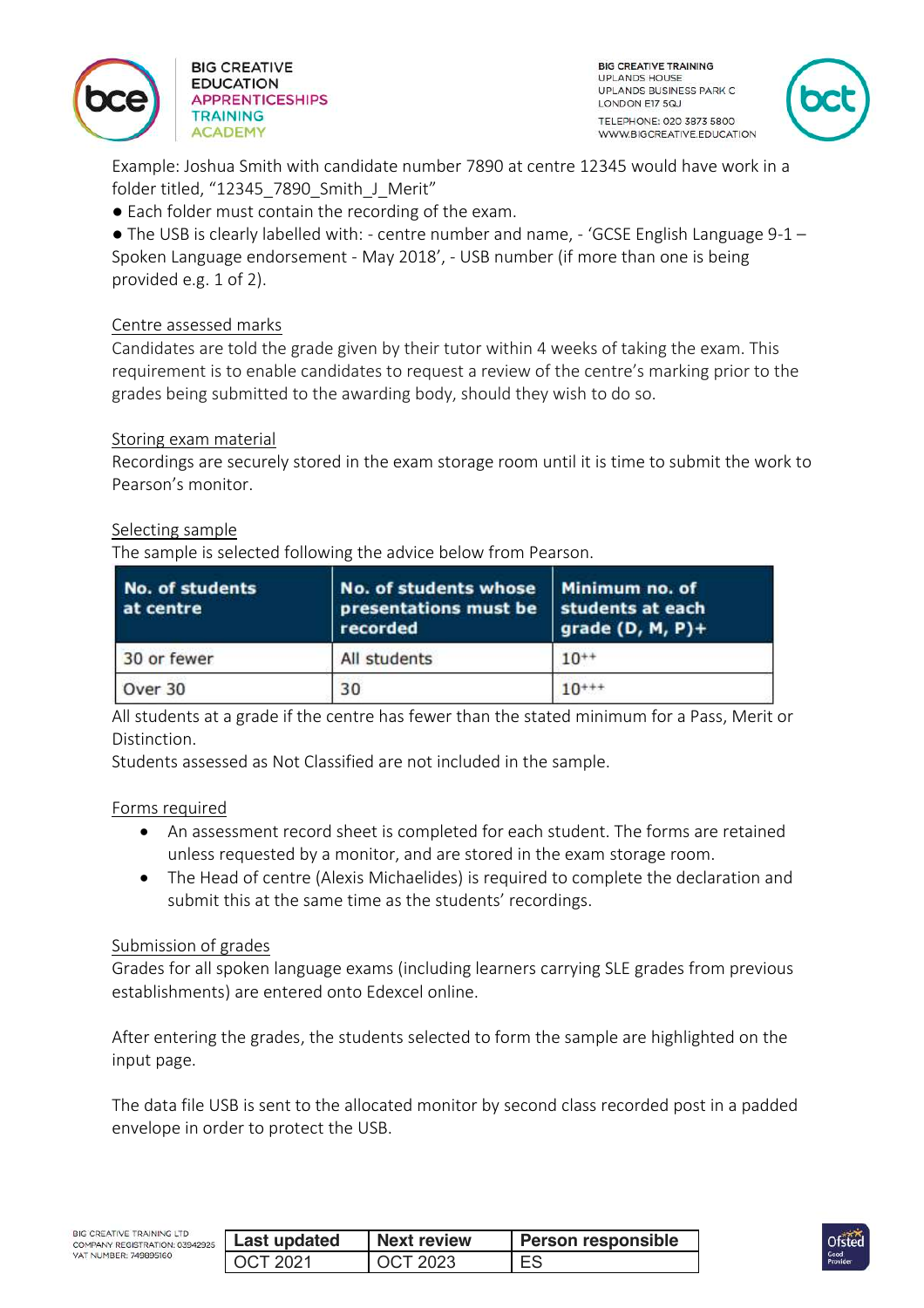Example: Joshua Smith with candidate number 7890 at centre 12345 would have work in a folder titled, "12345_7890_Smith_J_Merit"

● Each folder must contain the recording of the exam.

● The USB is clearly labelled with: - centre number and name, - 'GCSE English Language 9-1 – Spoken Language endorsement - May 2018', - USB number (if more than one is being provided e.g. 1 of 2).

<u>Centre assessed marks</u>

Candidates are told the grade given by their tutor within 4 weeks of taking the exam. This requirement is to enable candidates to request a review of the centre's marking prior to the grades being submitted to the awarding body, should they wish to do so.

<u>Storing exam material</u>

Recordings are securely stored in the exam storage room until it is time to submit the work to Pearson's monitor.

<u>Selecting sample</u>

The sample is selected following the advice below from Pearson.

| No. of students at centre | No. of students whose presentations must be recorded | Minimum no. of students at each grade (D, M, P)+ |
|---|---|---|
| 30 or fewer | All students | 10++ |
| Over 30 | 30 | 10+++ |

All students at a grade if the centre has fewer than the stated minimum for a Pass, Merit or Distinction.

Students assessed as Not Classified are not included in the sample.

<u>Forms required</u>

- An assessment record sheet is completed for each student. The forms are retained unless requested by a monitor, and are stored in the exam storage room.
- The Head of centre (Alexis Michaelides) is required to complete the declaration and submit this at the same time as the students' recordings.

<u>Submission of grades</u>

Grades for all spoken language exams (including learners carrying SLE grades from previous establishments) are entered onto Edexcel online.

After entering the grades, the students selected to form the sample are highlighted on the input page.

The data file USB is sent to the allocated monitor by second class recorded post in a padded envelope in order to protect the USB.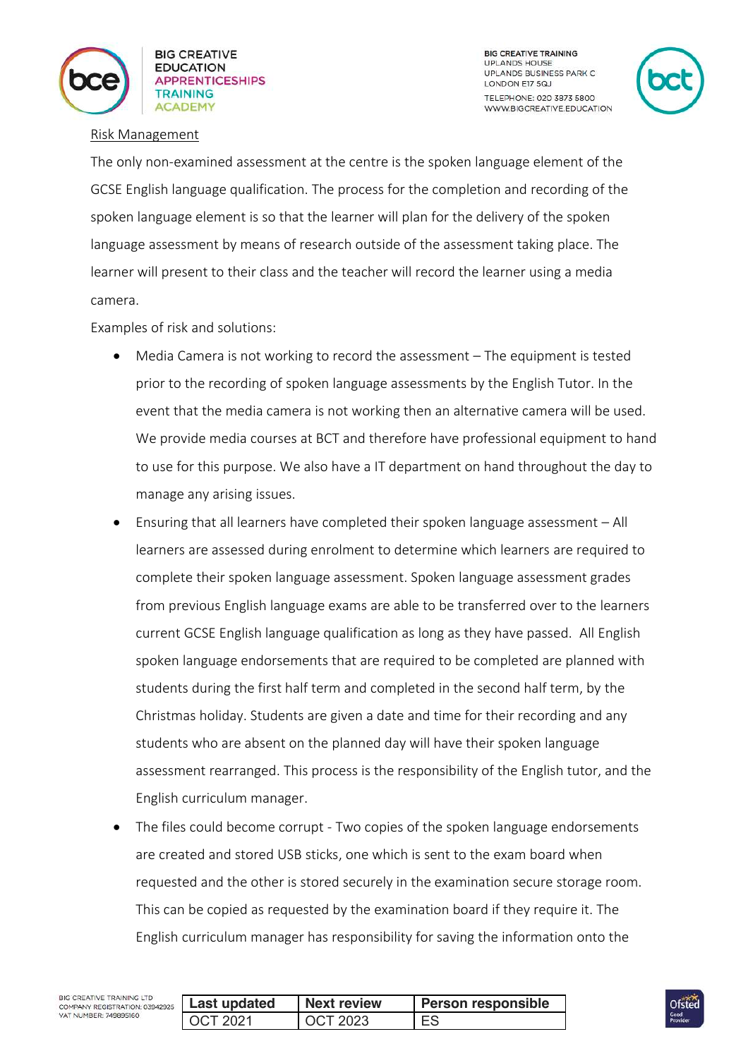Risk Management

The only non-examined assessment at the centre is the spoken language element of the GCSE English language qualification. The process for the completion and recording of the spoken language element is so that the learner will plan for the delivery of the spoken language assessment by means of research outside of the assessment taking place. The learner will present to their class and the teacher will record the learner using a media camera.

Examples of risk and solutions:

- Media Camera is not working to record the assessment – The equipment is tested prior to the recording of spoken language assessments by the English Tutor. In the event that the media camera is not working then an alternative camera will be used. We provide media courses at BCT and therefore have professional equipment to hand to use for this purpose. We also have a IT department on hand throughout the day to manage any arising issues.
- Ensuring that all learners have completed their spoken language assessment – All learners are assessed during enrolment to determine which learners are required to complete their spoken language assessment. Spoken language assessment grades from previous English language exams are able to be transferred over to the learners current GCSE English language qualification as long as they have passed. All English spoken language endorsements that are required to be completed are planned with students during the first half term and completed in the second half term, by the Christmas holiday. Students are given a date and time for their recording and any students who are absent on the planned day will have their spoken language assessment rearranged. This process is the responsibility of the English tutor, and the English curriculum manager.
- The files could become corrupt - Two copies of the spoken language endorsements are created and stored USB sticks, one which is sent to the exam board when requested and the other is stored securely in the examination secure storage room. This can be copied as requested by the examination board if they require it. The English curriculum manager has responsibility for saving the information onto the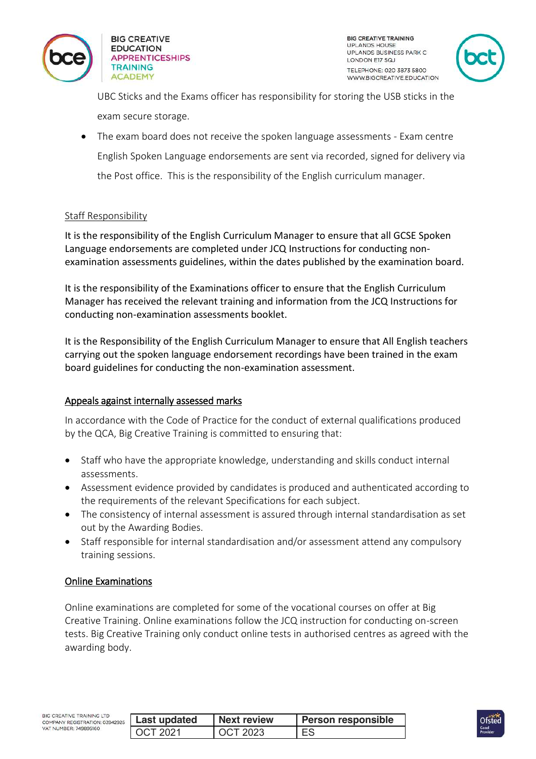UBC Sticks and the Exams officer has responsibility for storing the USB sticks in the exam secure storage.

- The exam board does not receive the spoken language assessments - Exam centre English Spoken Language endorsements are sent via recorded, signed for delivery via the Post office. This is the responsibility of the English curriculum manager.

Staff Responsibility

It is the responsibility of the English Curriculum Manager to ensure that all GCSE Spoken Language endorsements are completed under JCQ Instructions for conducting non-examination assessments guidelines, within the dates published by the examination board.

It is the responsibility of the Examinations officer to ensure that the English Curriculum Manager has received the relevant training and information from the JCQ Instructions for conducting non-examination assessments booklet.

It is the Responsibility of the English Curriculum Manager to ensure that All English teachers carrying out the spoken language endorsement recordings have been trained in the exam board guidelines for conducting the non-examination assessment.

## Appeals against internally assessed marks

In accordance with the Code of Practice for the conduct of external qualifications produced by the QCA, Big Creative Training is committed to ensuring that:

- Staff who have the appropriate knowledge, understanding and skills conduct internal assessments.
- Assessment evidence provided by candidates is produced and authenticated according to the requirements of the relevant Specifications for each subject.
- The consistency of internal assessment is assured through internal standardisation as set out by the Awarding Bodies.
- Staff responsible for internal standardisation and/or assessment attend any compulsory training sessions.

## Online Examinations

Online examinations are completed for some of the vocational courses on offer at Big Creative Training. Online examinations follow the JCQ instruction for conducting on-screen tests. Big Creative Training only conduct online tests in authorised centres as agreed with the awarding body.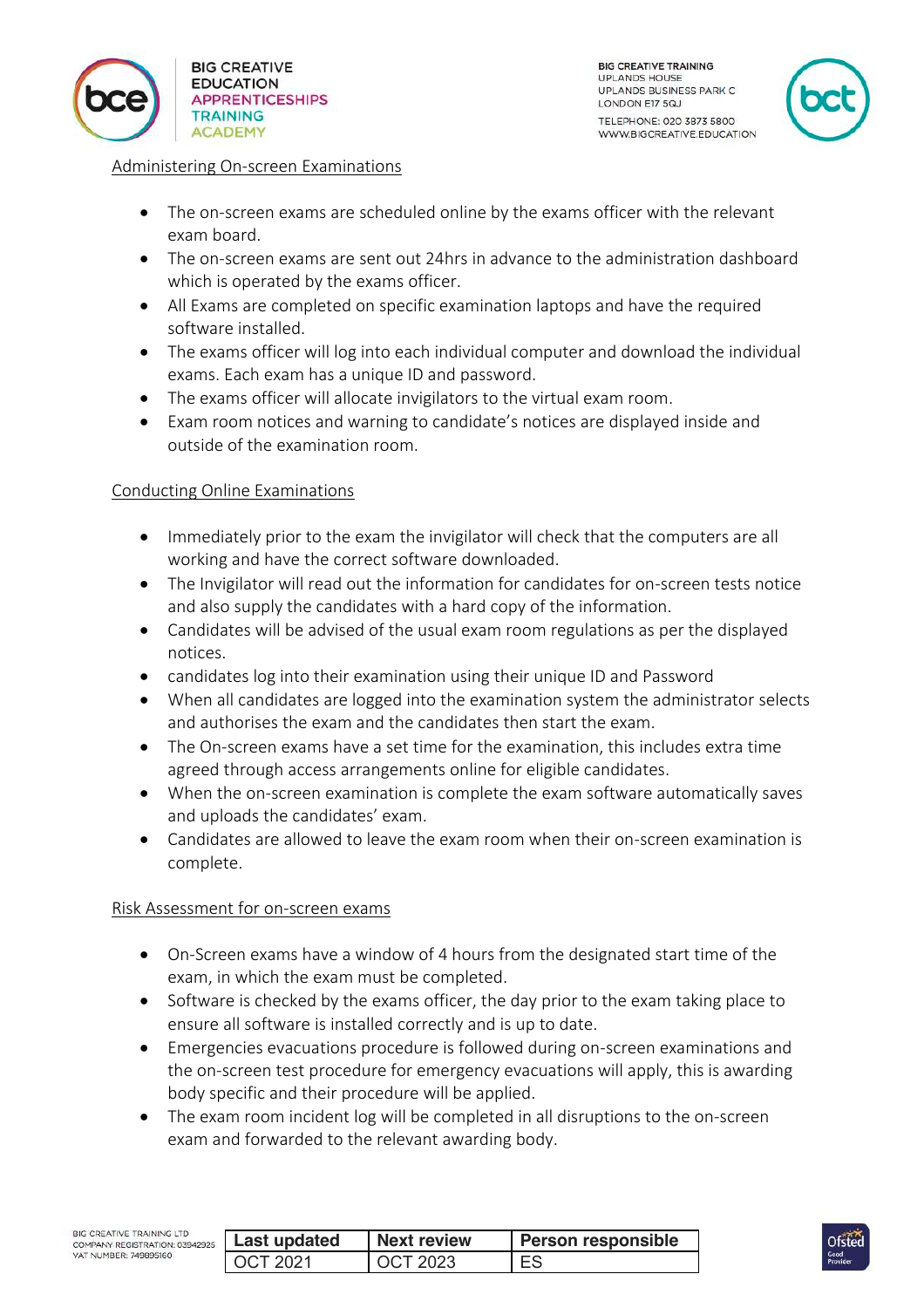## Administering On-screen Examinations

- The on-screen exams are scheduled online by the exams officer with the relevant exam board.
- The on-screen exams are sent out 24hrs in advance to the administration dashboard which is operated by the exams officer.
- All Exams are completed on specific examination laptops and have the required software installed.
- The exams officer will log into each individual computer and download the individual exams. Each exam has a unique ID and password.
- The exams officer will allocate invigilators to the virtual exam room.
- Exam room notices and warning to candidate's notices are displayed inside and outside of the examination room.

## Conducting Online Examinations

- Immediately prior to the exam the invigilator will check that the computers are all working and have the correct software downloaded.
- The Invigilator will read out the information for candidates for on-screen tests notice and also supply the candidates with a hard copy of the information.
- Candidates will be advised of the usual exam room regulations as per the displayed notices.
- candidates log into their examination using their unique ID and Password
- When all candidates are logged into the examination system the administrator selects and authorises the exam and the candidates then start the exam.
- The On-screen exams have a set time for the examination, this includes extra time agreed through access arrangements online for eligible candidates.
- When the on-screen examination is complete the exam software automatically saves and uploads the candidates' exam.
- Candidates are allowed to leave the exam room when their on-screen examination is complete.

## Risk Assessment for on-screen exams

- On-Screen exams have a window of 4 hours from the designated start time of the exam, in which the exam must be completed.
- Software is checked by the exams officer, the day prior to the exam taking place to ensure all software is installed correctly and is up to date.
- Emergencies evacuations procedure is followed during on-screen examinations and the on-screen test procedure for emergency evacuations will apply, this is awarding body specific and their procedure will be applied.
- The exam room incident log will be completed in all disruptions to the on-screen exam and forwarded to the relevant awarding body.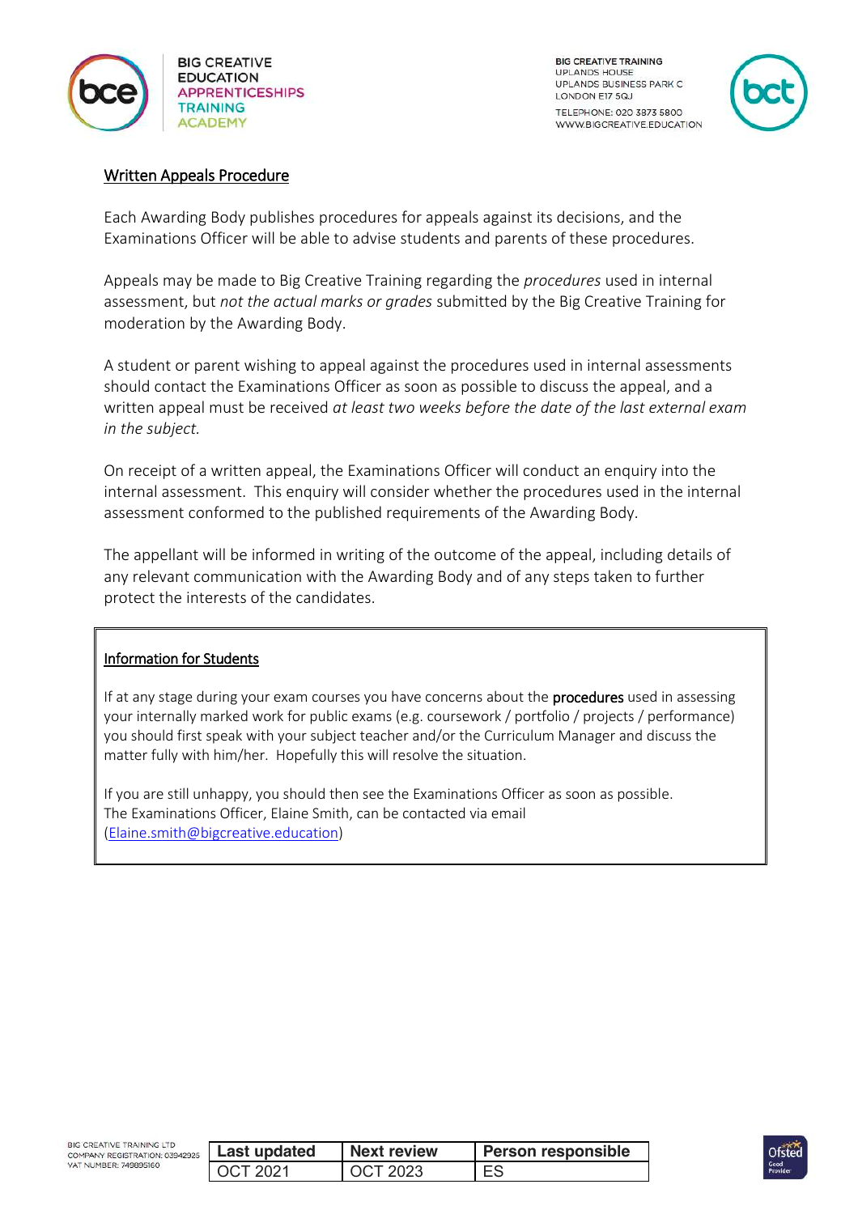## Written Appeals Procedure

Each Awarding Body publishes procedures for appeals against its decisions, and the Examinations Officer will be able to advise students and parents of these procedures.

Appeals may be made to Big Creative Training regarding the *procedures* used in internal assessment, but *not the actual marks or grades* submitted by the Big Creative Training for moderation by the Awarding Body.

A student or parent wishing to appeal against the procedures used in internal assessments should contact the Examinations Officer as soon as possible to discuss the appeal, and a written appeal must be received *at least two weeks before the date of the last external exam in the subject.*

On receipt of a written appeal, the Examinations Officer will conduct an enquiry into the internal assessment. This enquiry will consider whether the procedures used in the internal assessment conformed to the published requirements of the Awarding Body.

The appellant will be informed in writing of the outcome of the appeal, including details of any relevant communication with the Awarding Body and of any steps taken to further protect the interests of the candidates.

### Information for Students

If at any stage during your exam courses you have concerns about the **procedures** used in assessing your internally marked work for public exams (e.g. coursework / portfolio / projects / performance) you should first speak with your subject teacher and/or the Curriculum Manager and discuss the matter fully with him/her. Hopefully this will resolve the situation.

If you are still unhappy, you should then see the Examinations Officer as soon as possible. The Examinations Officer, Elaine Smith, can be contacted via email (Elaine.smith@bigcreative.education)

| Last updated | Next review | Person responsible |
|---|---|---|
| OCT 2021 | OCT 2023 | ES |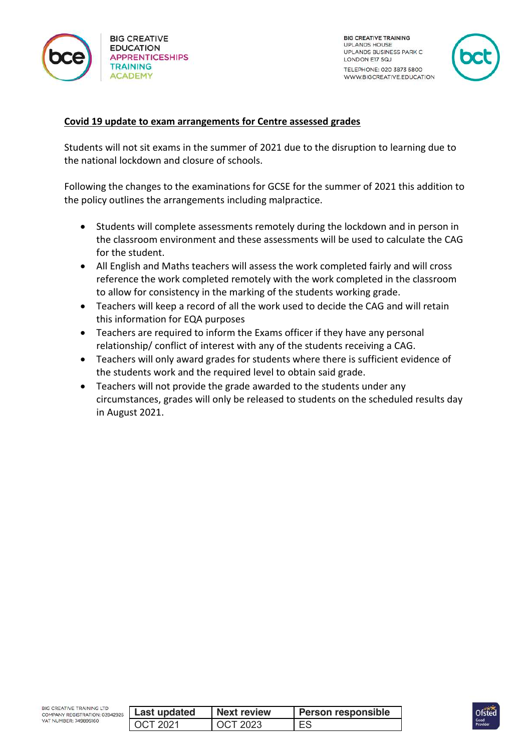## Covid 19 update to exam arrangements for Centre assessed grades

Students will not sit exams in the summer of 2021 due to the disruption to learning due to the national lockdown and closure of schools.

Following the changes to the examinations for GCSE for the summer of 2021 this addition to the policy outlines the arrangements including malpractice.

- Students will complete assessments remotely during the lockdown and in person in the classroom environment and these assessments will be used to calculate the CAG for the student.
- All English and Maths teachers will assess the work completed fairly and will cross reference the work completed remotely with the work completed in the classroom to allow for consistency in the marking of the students working grade.
- Teachers will keep a record of all the work used to decide the CAG and will retain this information for EQA purposes
- Teachers are required to inform the Exams officer if they have any personal relationship/ conflict of interest with any of the students receiving a CAG.
- Teachers will only award grades for students where there is sufficient evidence of the students work and the required level to obtain said grade.
- Teachers will not provide the grade awarded to the students under any circumstances, grades will only be released to students on the scheduled results day in August 2021.

| Last updated | Next review | Person responsible |
| --- | --- | --- |
| OCT 2021 | OCT 2023 | ES |